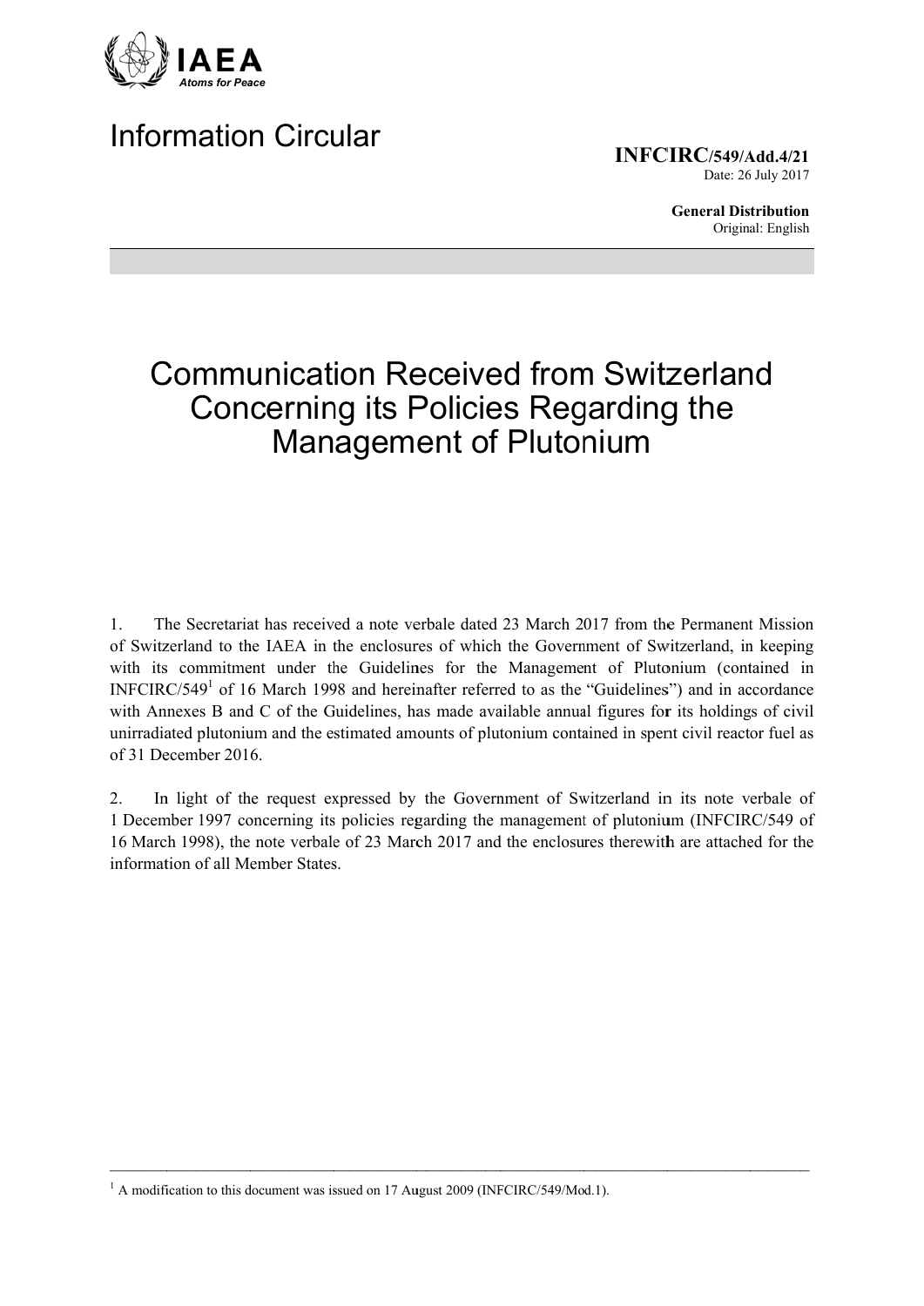IAEA
*Atoms for Peace*

# Information Circular

**INFCIRC/549/Add.4/21**
Date: 26 July 2017

**General Distribution**
Original: English

# Communication Received from Switzerland Concerning its Policies Regarding the Management of Plutonium

1. The Secretariat has received a note verbale dated 23 March 2017 from the Permanent Mission of Switzerland to the IAEA in the enclosures of which the Government of Switzerland, in keeping with its commitment under the Guidelines for the Management of Plutonium (contained in INFCIRC/549[1] of 16 March 1998 and hereinafter referred to as the "Guidelines") and in accordance with Annexes B and C of the Guidelines, has made available annual figures for its holdings of civil unirradiated plutonium and the estimated amounts of plutonium contained in spent civil reactor fuel as of 31 December 2016.

2. In light of the request expressed by the Government of Switzerland in its note verbale of 1 December 1997 concerning its policies regarding the management of plutonium (INFCIRC/549 of 16 March 1998), the note verbale of 23 March 2017 and the enclosures therewith are attached for the information of all Member States.

[1] A modification to this document was issued on 17 August 2009 (INFCIRC/549/Mod.1).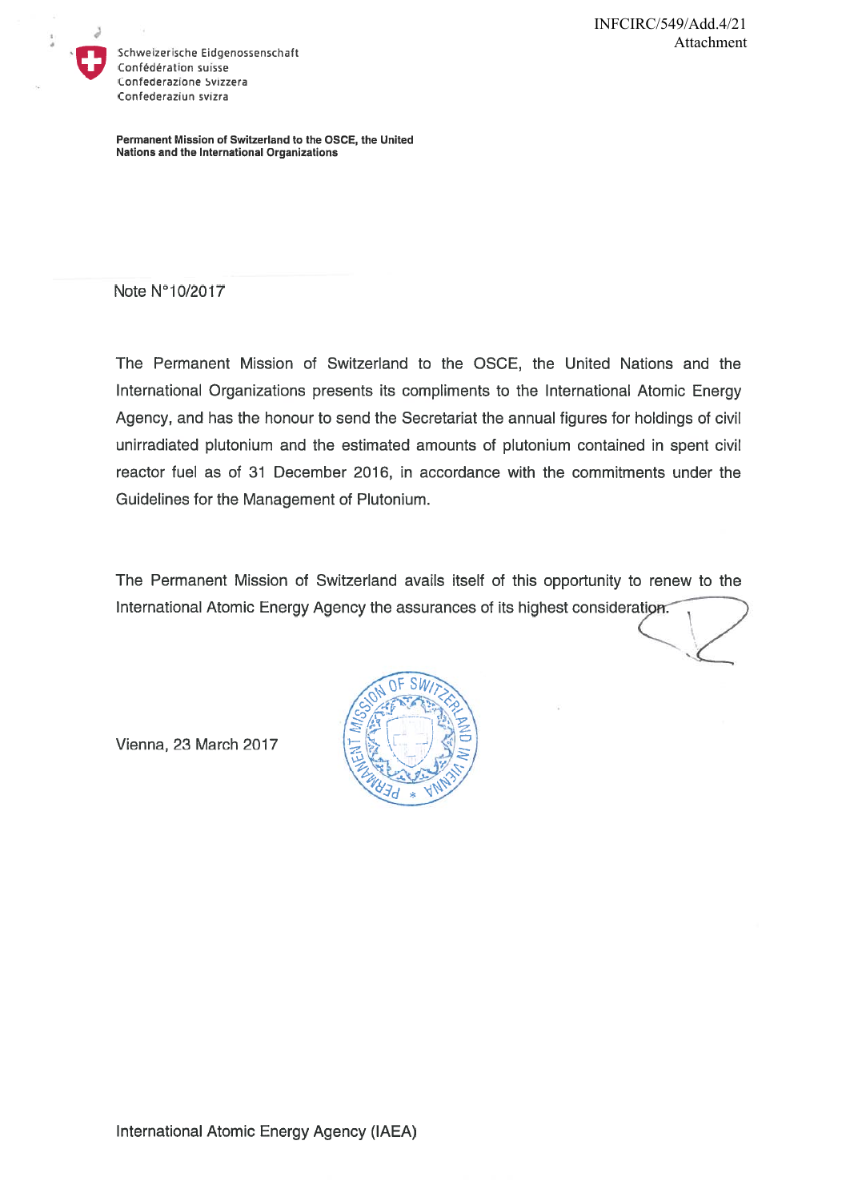INFCIRC/549/Add.4/21
Attachment

Schweizerische Eidgenossenschaft
Confédération suisse
Confederazione Svizzera
Confederaziun svizra

**Permanent Mission of Switzerland to the OSCE, the United Nations and the International Organizations**

Note N°10/2017

The Permanent Mission of Switzerland to the OSCE, the United Nations and the International Organizations presents its compliments to the International Atomic Energy Agency, and has the honour to send the Secretariat the annual figures for holdings of civil unirradiated plutonium and the estimated amounts of plutonium contained in spent civil reactor fuel as of 31 December 2016, in accordance with the commitments under the Guidelines for the Management of Plutonium.

The Permanent Mission of Switzerland avails itself of this opportunity to renew to the International Atomic Energy Agency the assurances of its highest consideration.

Vienna, 23 March 2017

International Atomic Energy Agency (IAEA)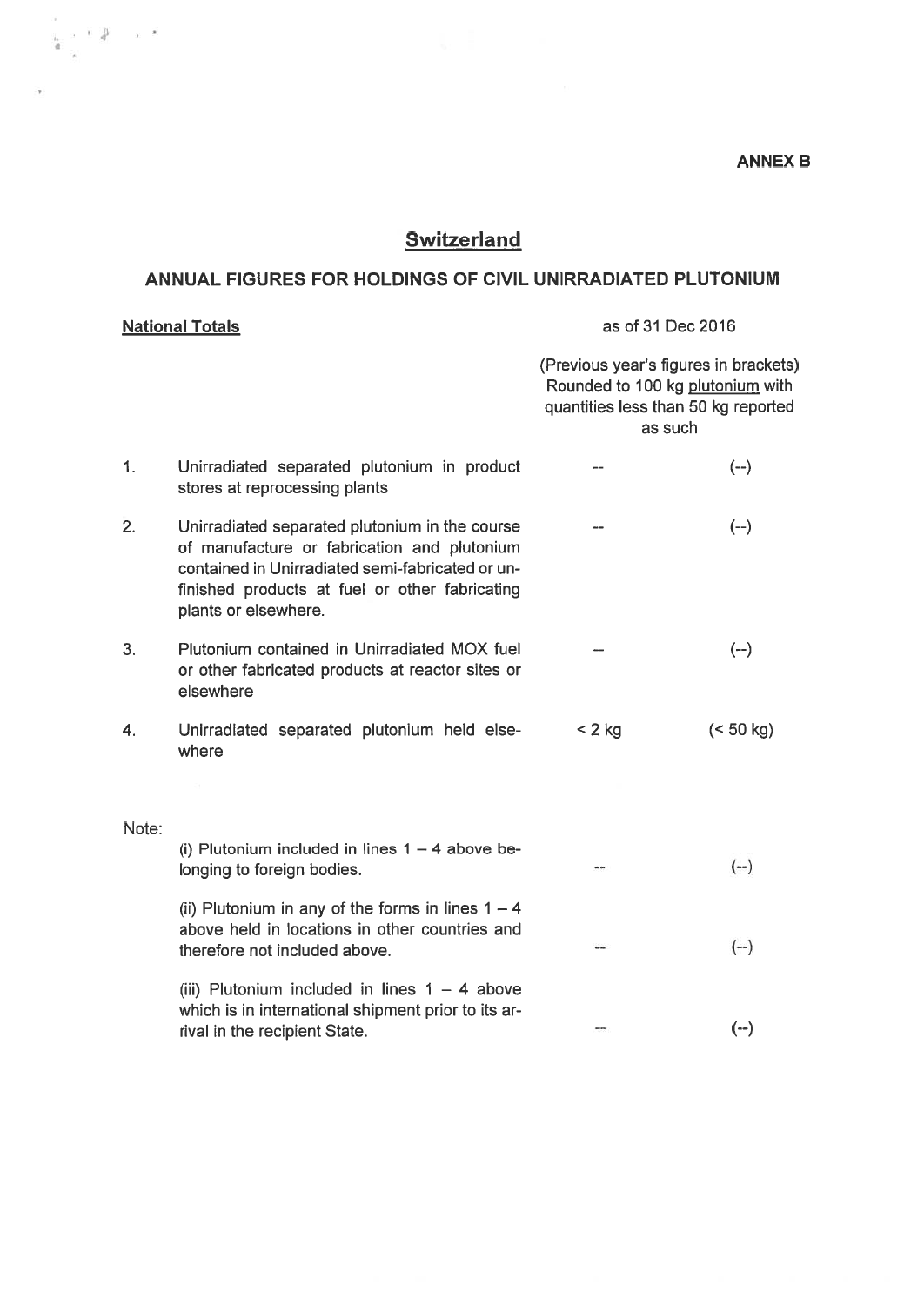**ANNEX B**

# Switzerland

## ANNUAL FIGURES FOR HOLDINGS OF CIVIL UNIRRADIATED PLUTONIUM

**National Totals** as of 31 Dec 2016

(Previous year's figures in brackets) Rounded to 100 kg plutonium with quantities less than 50 kg reported as such

| | | | |
|---|---|---|---|
| 1. | Unirradiated separated plutonium in product stores at reprocessing plants | -- | (--) |
| 2. | Unirradiated separated plutonium in the course of manufacture or fabrication and plutonium contained in Unirradiated semi-fabricated or unfinished products at fuel or other fabricating plants or elsewhere. | -- | (--) |
| 3. | Plutonium contained in Unirradiated MOX fuel or other fabricated products at reactor sites or elsewhere | -- | (--) |
| 4. | Unirradiated separated plutonium held elsewhere | < 2 kg | (< 50 kg) |

Note:

| | | |
|---|---|---|
| (i) Plutonium included in lines 1 – 4 above belonging to foreign bodies. | -- | (--) |
| (ii) Plutonium in any of the forms in lines 1 – 4 above held in locations in other countries and therefore not included above. | -- | (--) |
| (iii) Plutonium included in lines 1 – 4 above which is in international shipment prior to its arrival in the recipient State. | -- | (--) |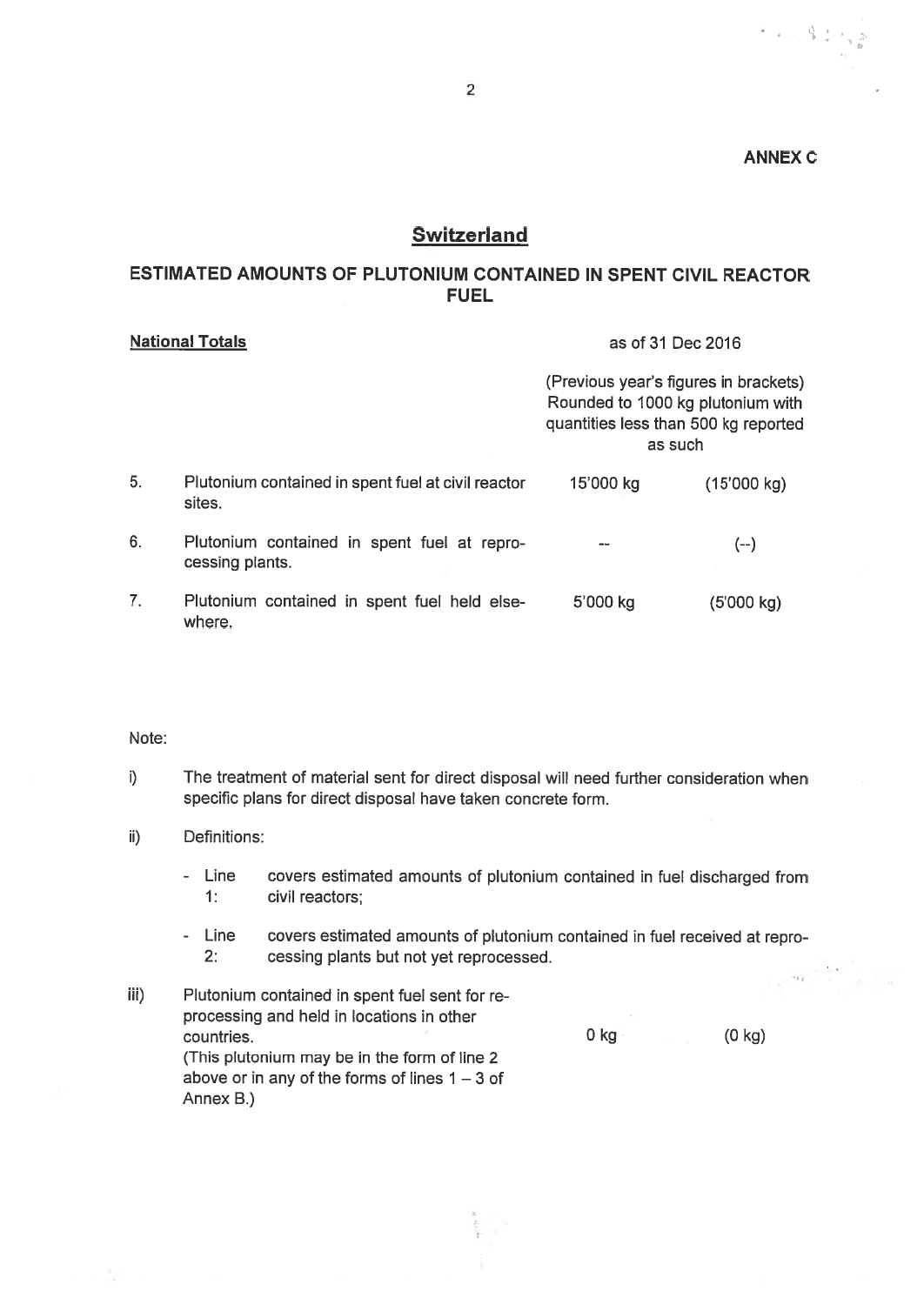**ANNEX C**

# Switzerland

## ESTIMATED AMOUNTS OF PLUTONIUM CONTAINED IN SPENT CIVIL REACTOR FUEL

| **National Totals** | | as of 31 Dec 2016 | |
|---|---|---|---|
| | | (Previous year's figures in brackets) Rounded to 1000 kg plutonium with quantities less than 500 kg reported as such | |
| 5. | Plutonium contained in spent fuel at civil reactor sites. | 15'000 kg | (15'000 kg) |
| 6. | Plutonium contained in spent fuel at reprocessing plants. | -- | (--) |
| 7. | Plutonium contained in spent fuel held elsewhere. | 5'000 kg | (5'000 kg) |

Note:

i) The treatment of material sent for direct disposal will need further consideration when specific plans for direct disposal have taken concrete form.

ii) Definitions:

- Line 1: covers estimated amounts of plutonium contained in fuel discharged from civil reactors;
- Line 2: covers estimated amounts of plutonium contained in fuel received at reprocessing plants but not yet reprocessed.

iii) Plutonium contained in spent fuel sent for reprocessing and held in locations in other countries. (This plutonium may be in the form of line 2 above or in any of the forms of lines 1 – 3 of Annex B.) 0 kg (0 kg)